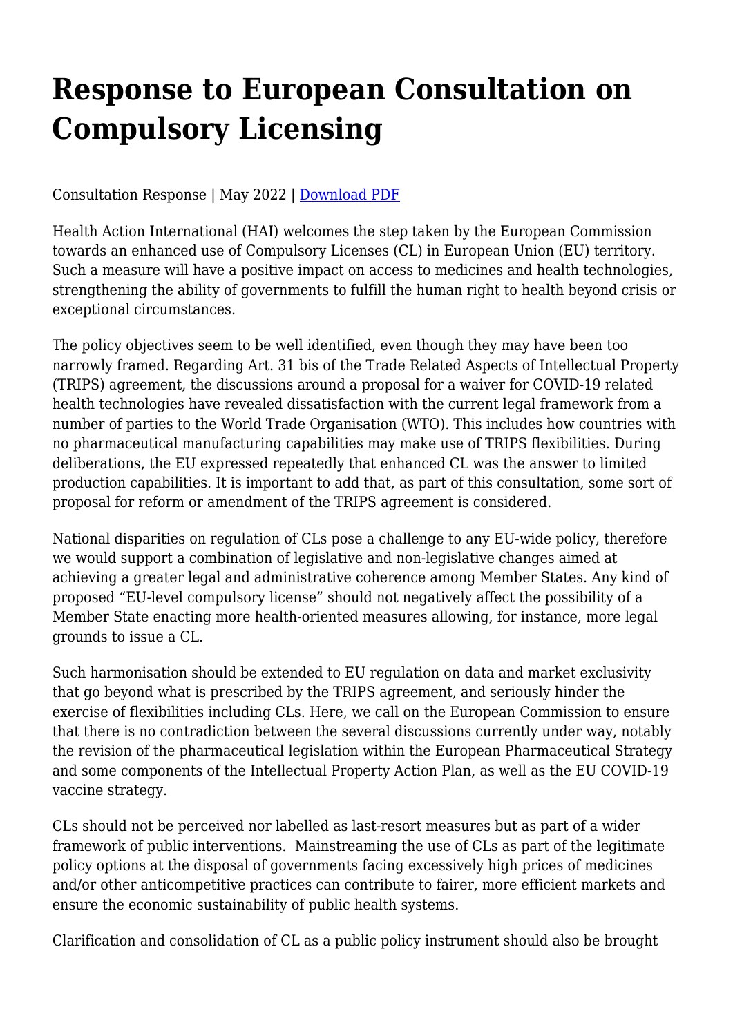# Response to European Consultation on Compulsory Licensing

Consultation Response | May 2022 | [Download PDF]

Health Action International (HAI) welcomes the step taken by the European Commission towards an enhanced use of Compulsory Licenses (CL) in European Union (EU) territory. Such a measure will have a positive impact on access to medicines and health technologies, strengthening the ability of governments to fulfill the human right to health beyond crisis or exceptional circumstances.

The policy objectives seem to be well identified, even though they may have been too narrowly framed. Regarding Art. 31 bis of the Trade Related Aspects of Intellectual Property (TRIPS) agreement, the discussions around a proposal for a waiver for COVID-19 related health technologies have revealed dissatisfaction with the current legal framework from a number of parties to the World Trade Organisation (WTO). This includes how countries with no pharmaceutical manufacturing capabilities may make use of TRIPS flexibilities. During deliberations, the EU expressed repeatedly that enhanced CL was the answer to limited production capabilities. It is important to add that, as part of this consultation, some sort of proposal for reform or amendment of the TRIPS agreement is considered.

National disparities on regulation of CLs pose a challenge to any EU-wide policy, therefore we would support a combination of legislative and non-legislative changes aimed at achieving a greater legal and administrative coherence among Member States. Any kind of proposed "EU-level compulsory license" should not negatively affect the possibility of a Member State enacting more health-oriented measures allowing, for instance, more legal grounds to issue a CL.

Such harmonisation should be extended to EU regulation on data and market exclusivity that go beyond what is prescribed by the TRIPS agreement, and seriously hinder the exercise of flexibilities including CLs. Here, we call on the European Commission to ensure that there is no contradiction between the several discussions currently under way, notably the revision of the pharmaceutical legislation within the European Pharmaceutical Strategy and some components of the Intellectual Property Action Plan, as well as the EU COVID-19 vaccine strategy.

CLs should not be perceived nor labelled as last-resort measures but as part of a wider framework of public interventions. Mainstreaming the use of CLs as part of the legitimate policy options at the disposal of governments facing excessively high prices of medicines and/or other anticompetitive practices can contribute to fairer, more efficient markets and ensure the economic sustainability of public health systems.

Clarification and consolidation of CL as a public policy instrument should also be brought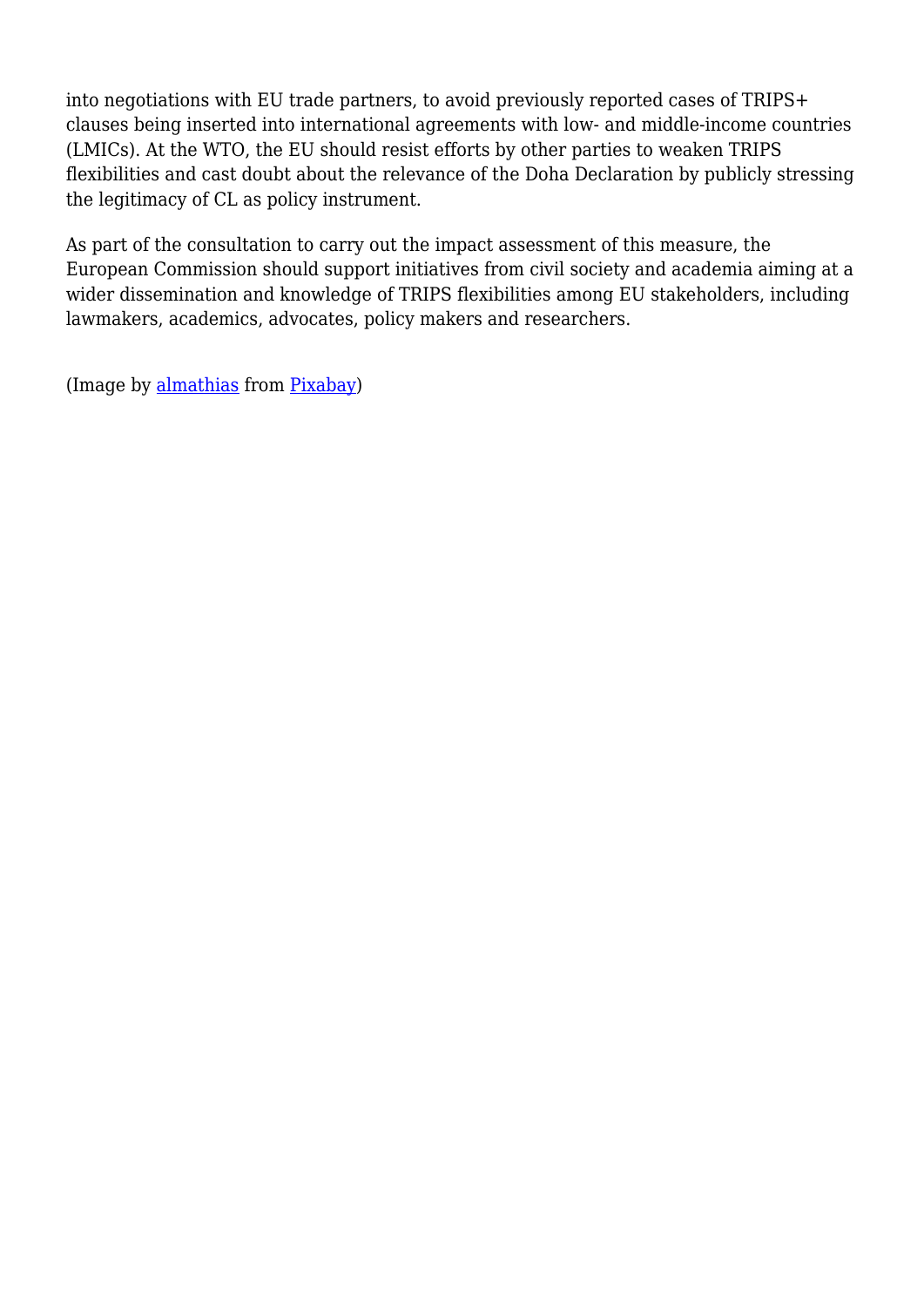into negotiations with EU trade partners, to avoid previously reported cases of TRIPS+ clauses being inserted into international agreements with low- and middle-income countries (LMICs). At the WTO, the EU should resist efforts by other parties to weaken TRIPS flexibilities and cast doubt about the relevance of the Doha Declaration by publicly stressing the legitimacy of CL as policy instrument.

As part of the consultation to carry out the impact assessment of this measure, the European Commission should support initiatives from civil society and academia aiming at a wider dissemination and knowledge of TRIPS flexibilities among EU stakeholders, including lawmakers, academics, advocates, policy makers and researchers.

(Image by almathias from Pixabay)